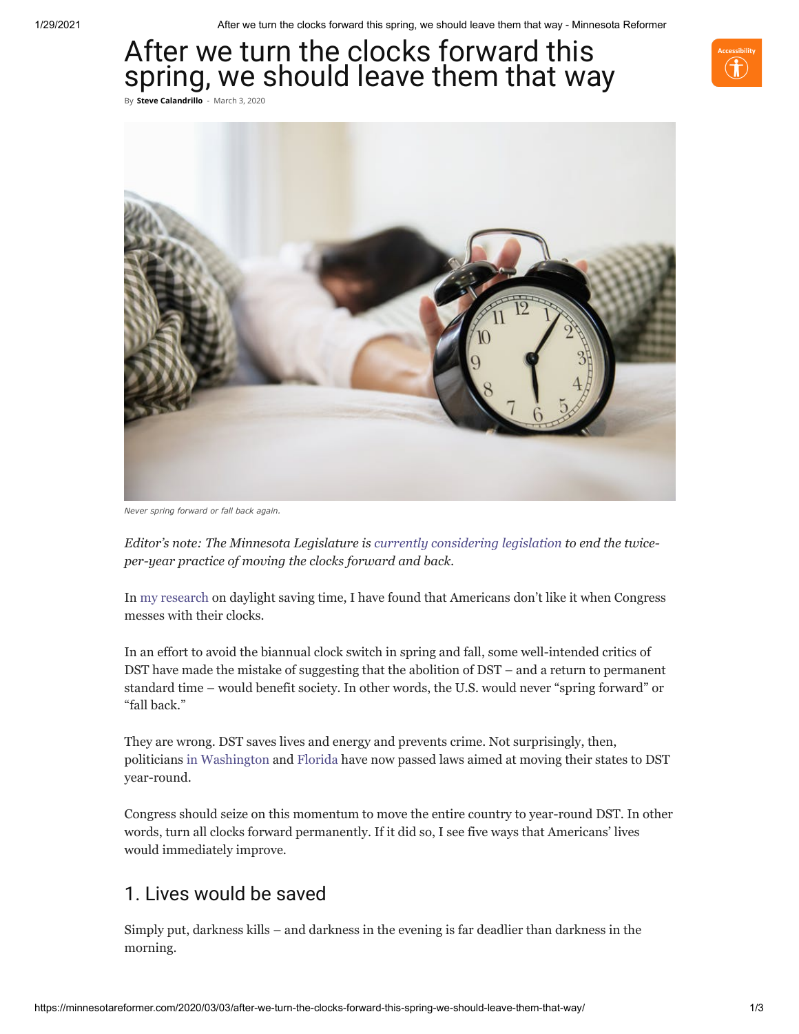# After we turn the clocks forward this spring, we should leave them that way

By **Steve Calandrillo** - March 3, 2020

*Never spring forward or fall back again.*

*Editor's note: The Minnesota Legislature is currently considering legislation to end the twice-per-year practice of moving the clocks forward and back.*

In my research on daylight saving time, I have found that Americans don't like it when Congress messes with their clocks.

In an effort to avoid the biannual clock switch in spring and fall, some well-intended critics of DST have made the mistake of suggesting that the abolition of DST – and a return to permanent standard time – would benefit society. In other words, the U.S. would never "spring forward" or "fall back."

They are wrong. DST saves lives and energy and prevents crime. Not surprisingly, then, politicians in Washington and Florida have now passed laws aimed at moving their states to DST year-round.

Congress should seize on this momentum to move the entire country to year-round DST. In other words, turn all clocks forward permanently. If it did so, I see five ways that Americans' lives would immediately improve.

## 1. Lives would be saved

Simply put, darkness kills – and darkness in the evening is far deadlier than darkness in the morning.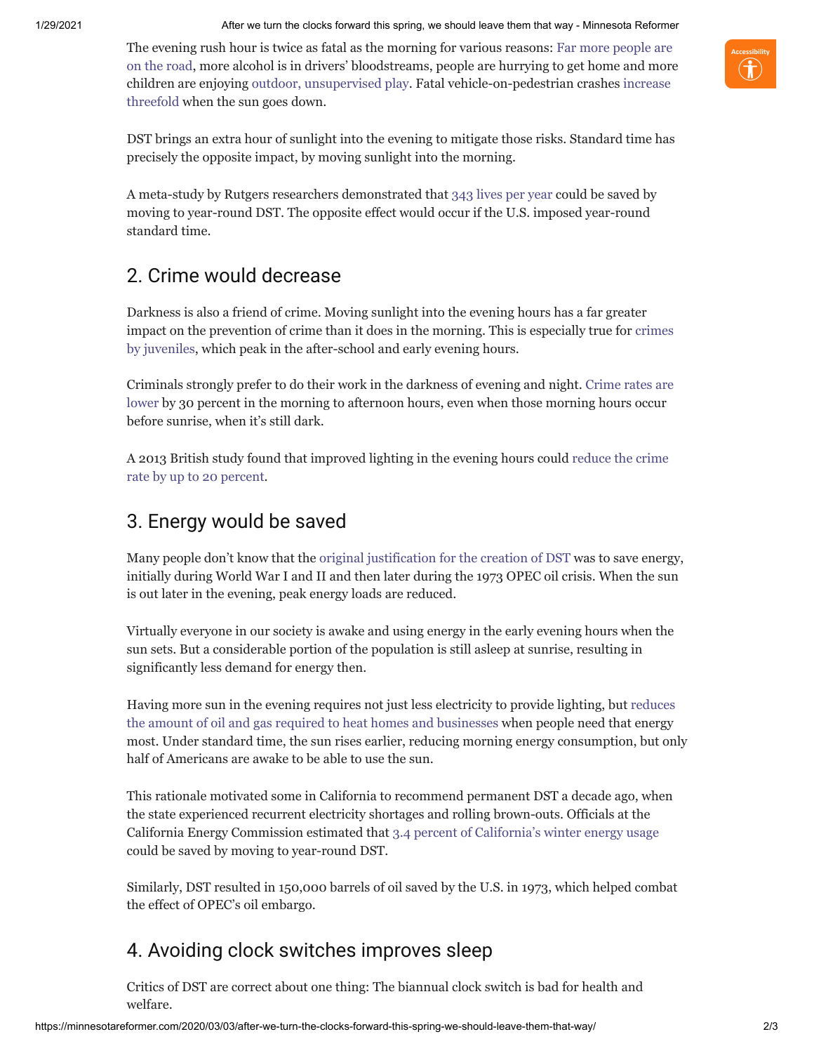The evening rush hour is twice as fatal as the morning for various reasons: Far more people are on the road, more alcohol is in drivers' bloodstreams, people are hurrying to get home and more children are enjoying outdoor, unsupervised play. Fatal vehicle-on-pedestrian crashes increase threefold when the sun goes down.

DST brings an extra hour of sunlight into the evening to mitigate those risks. Standard time has precisely the opposite impact, by moving sunlight into the morning.

A meta-study by Rutgers researchers demonstrated that 343 lives per year could be saved by moving to year-round DST. The opposite effect would occur if the U.S. imposed year-round standard time.

## 2. Crime would decrease

Darkness is also a friend of crime. Moving sunlight into the evening hours has a far greater impact on the prevention of crime than it does in the morning. This is especially true for crimes by juveniles, which peak in the after-school and early evening hours.

Criminals strongly prefer to do their work in the darkness of evening and night. Crime rates are lower by 30 percent in the morning to afternoon hours, even when those morning hours occur before sunrise, when it's still dark.

A 2013 British study found that improved lighting in the evening hours could reduce the crime rate by up to 20 percent.

## 3. Energy would be saved

Many people don't know that the original justification for the creation of DST was to save energy, initially during World War I and II and then later during the 1973 OPEC oil crisis. When the sun is out later in the evening, peak energy loads are reduced.

Virtually everyone in our society is awake and using energy in the early evening hours when the sun sets. But a considerable portion of the population is still asleep at sunrise, resulting in significantly less demand for energy then.

Having more sun in the evening requires not just less electricity to provide lighting, but reduces the amount of oil and gas required to heat homes and businesses when people need that energy most. Under standard time, the sun rises earlier, reducing morning energy consumption, but only half of Americans are awake to be able to use the sun.

This rationale motivated some in California to recommend permanent DST a decade ago, when the state experienced recurrent electricity shortages and rolling brown-outs. Officials at the California Energy Commission estimated that 3.4 percent of California's winter energy usage could be saved by moving to year-round DST.

Similarly, DST resulted in 150,000 barrels of oil saved by the U.S. in 1973, which helped combat the effect of OPEC's oil embargo.

## 4. Avoiding clock switches improves sleep

Critics of DST are correct about one thing: The biannual clock switch is bad for health and welfare.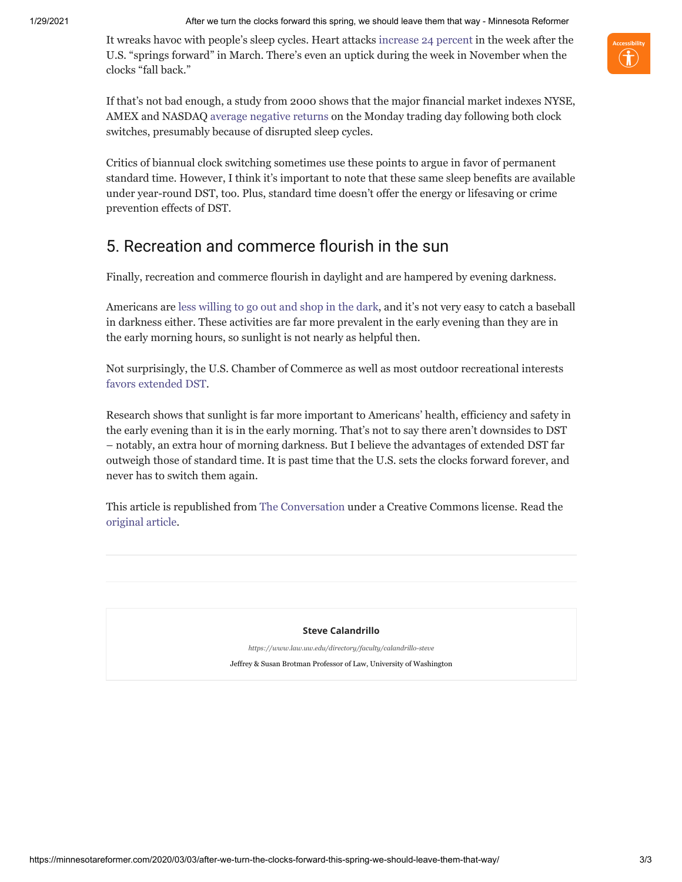It wreaks havoc with people's sleep cycles. Heart attacks increase 24 percent in the week after the U.S. "springs forward" in March. There's even an uptick during the week in November when the clocks "fall back."

If that's not bad enough, a study from 2000 shows that the major financial market indexes NYSE, AMEX and NASDAQ average negative returns on the Monday trading day following both clock switches, presumably because of disrupted sleep cycles.

Critics of biannual clock switching sometimes use these points to argue in favor of permanent standard time. However, I think it's important to note that these same sleep benefits are available under year-round DST, too. Plus, standard time doesn't offer the energy or lifesaving or crime prevention effects of DST.

## 5. Recreation and commerce flourish in the sun

Finally, recreation and commerce flourish in daylight and are hampered by evening darkness.

Americans are less willing to go out and shop in the dark, and it's not very easy to catch a baseball in darkness either. These activities are far more prevalent in the early evening than they are in the early morning hours, so sunlight is not nearly as helpful then.

Not surprisingly, the U.S. Chamber of Commerce as well as most outdoor recreational interests favors extended DST.

Research shows that sunlight is far more important to Americans' health, efficiency and safety in the early evening than it is in the early morning. That's not to say there aren't downsides to DST – notably, an extra hour of morning darkness. But I believe the advantages of extended DST far outweigh those of standard time. It is past time that the U.S. sets the clocks forward forever, and never has to switch them again.

This article is republished from The Conversation under a Creative Commons license. Read the original article.

---

**Steve Calandrillo**

*https://www.law.uw.edu/directory/faculty/calandrillo-steve*

Jeffrey & Susan Brotman Professor of Law, University of Washington